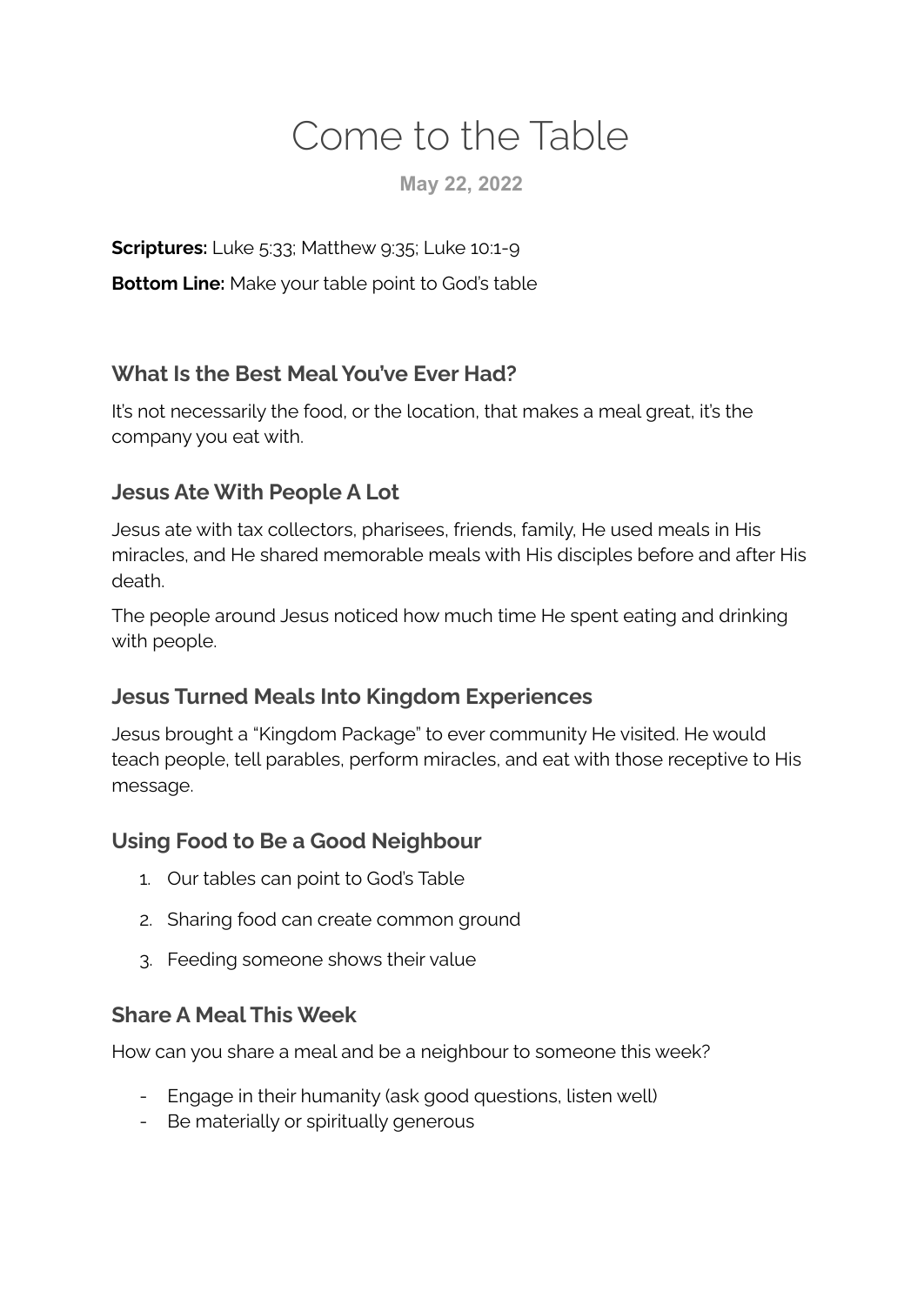# Come to the Table

**May 22, 2022**

**Scriptures:** Luke 5:33; Matthew 9:35; Luke 10:1-9

**Bottom Line:** Make your table point to God's table

## What Is the Best Meal You've Ever Had?

It's not necessarily the food, or the location, that makes a meal great, it's the company you eat with.

## Jesus Ate With People A Lot

Jesus ate with tax collectors, pharisees, friends, family, He used meals in His miracles, and He shared memorable meals with His disciples before and after His death.

The people around Jesus noticed how much time He spent eating and drinking with people.

## Jesus Turned Meals Into Kingdom Experiences

Jesus brought a "Kingdom Package" to ever community He visited. He would teach people, tell parables, perform miracles, and eat with those receptive to His message.

## Using Food to Be a Good Neighbour

1. Our tables can point to God's Table
2. Sharing food can create common ground
3. Feeding someone shows their value

## Share A Meal This Week

How can you share a meal and be a neighbour to someone this week?

- Engage in their humanity (ask good questions, listen well)
- Be materially or spiritually generous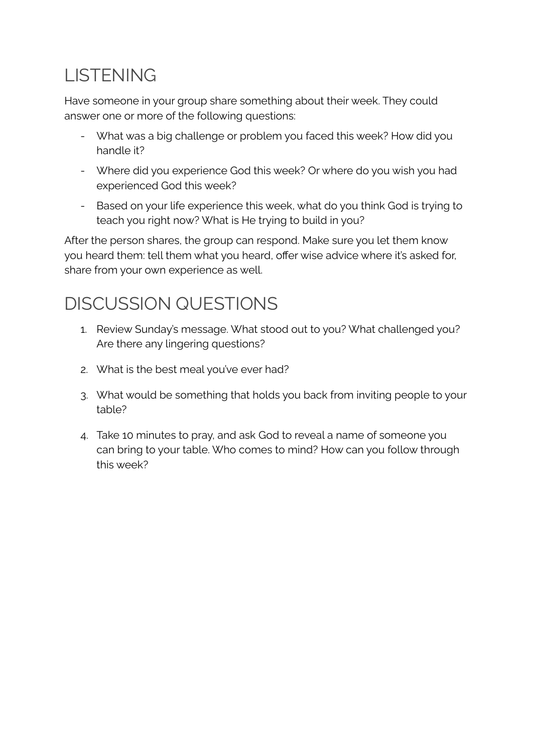# LISTENING

Have someone in your group share something about their week. They could answer one or more of the following questions:

- What was a big challenge or problem you faced this week? How did you handle it?
- Where did you experience God this week? Or where do you wish you had experienced God this week?
- Based on your life experience this week, what do you think God is trying to teach you right now? What is He trying to build in you?

After the person shares, the group can respond. Make sure you let them know you heard them: tell them what you heard, offer wise advice where it's asked for, share from your own experience as well.

# DISCUSSION QUESTIONS

1. Review Sunday's message. What stood out to you? What challenged you? Are there any lingering questions?
2. What is the best meal you've ever had?
3. What would be something that holds you back from inviting people to your table?
4. Take 10 minutes to pray, and ask God to reveal a name of someone you can bring to your table. Who comes to mind? How can you follow through this week?